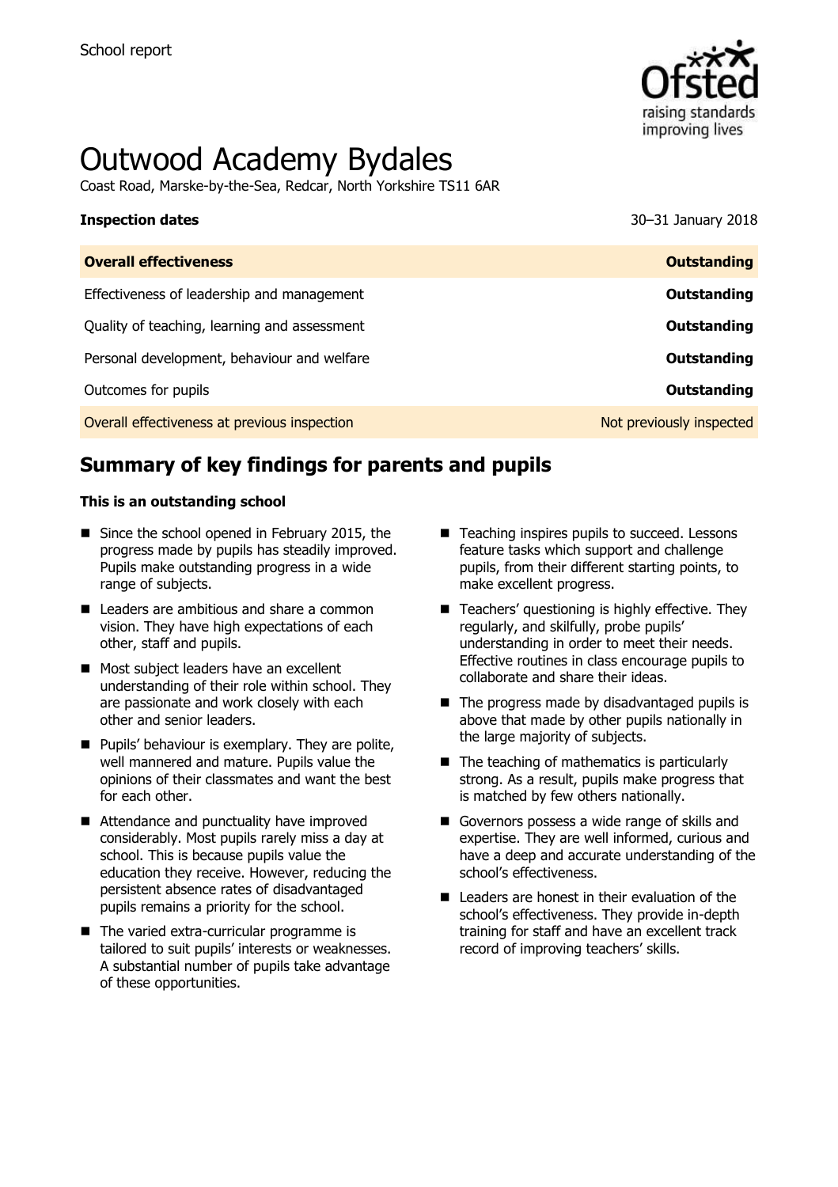School report

# Outwood Academy Bydales

Coast Road, Marske-by-the-Sea, Redcar, North Yorkshire TS11 6AR

**Inspection dates** 30–31 January 2018

| **Overall effectiveness** | **Outstanding** |
| --- | --- |
| Effectiveness of leadership and management | **Outstanding** |
| Quality of teaching, learning and assessment | **Outstanding** |
| Personal development, behaviour and welfare | **Outstanding** |
| Outcomes for pupils | **Outstanding** |
| Overall effectiveness at previous inspection | Not previously inspected |

## Summary of key findings for parents and pupils

**This is an outstanding school**

- Since the school opened in February 2015, the progress made by pupils has steadily improved. Pupils make outstanding progress in a wide range of subjects.
- Leaders are ambitious and share a common vision. They have high expectations of each other, staff and pupils.
- Most subject leaders have an excellent understanding of their role within school. They are passionate and work closely with each other and senior leaders.
- Pupils' behaviour is exemplary. They are polite, well mannered and mature. Pupils value the opinions of their classmates and want the best for each other.
- Attendance and punctuality have improved considerably. Most pupils rarely miss a day at school. This is because pupils value the education they receive. However, reducing the persistent absence rates of disadvantaged pupils remains a priority for the school.
- The varied extra-curricular programme is tailored to suit pupils' interests or weaknesses. A substantial number of pupils take advantage of these opportunities.
- Teaching inspires pupils to succeed. Lessons feature tasks which support and challenge pupils, from their different starting points, to make excellent progress.
- Teachers' questioning is highly effective. They regularly, and skilfully, probe pupils' understanding in order to meet their needs. Effective routines in class encourage pupils to collaborate and share their ideas.
- The progress made by disadvantaged pupils is above that made by other pupils nationally in the large majority of subjects.
- The teaching of mathematics is particularly strong. As a result, pupils make progress that is matched by few others nationally.
- Governors possess a wide range of skills and expertise. They are well informed, curious and have a deep and accurate understanding of the school's effectiveness.
- Leaders are honest in their evaluation of the school's effectiveness. They provide in-depth training for staff and have an excellent track record of improving teachers' skills.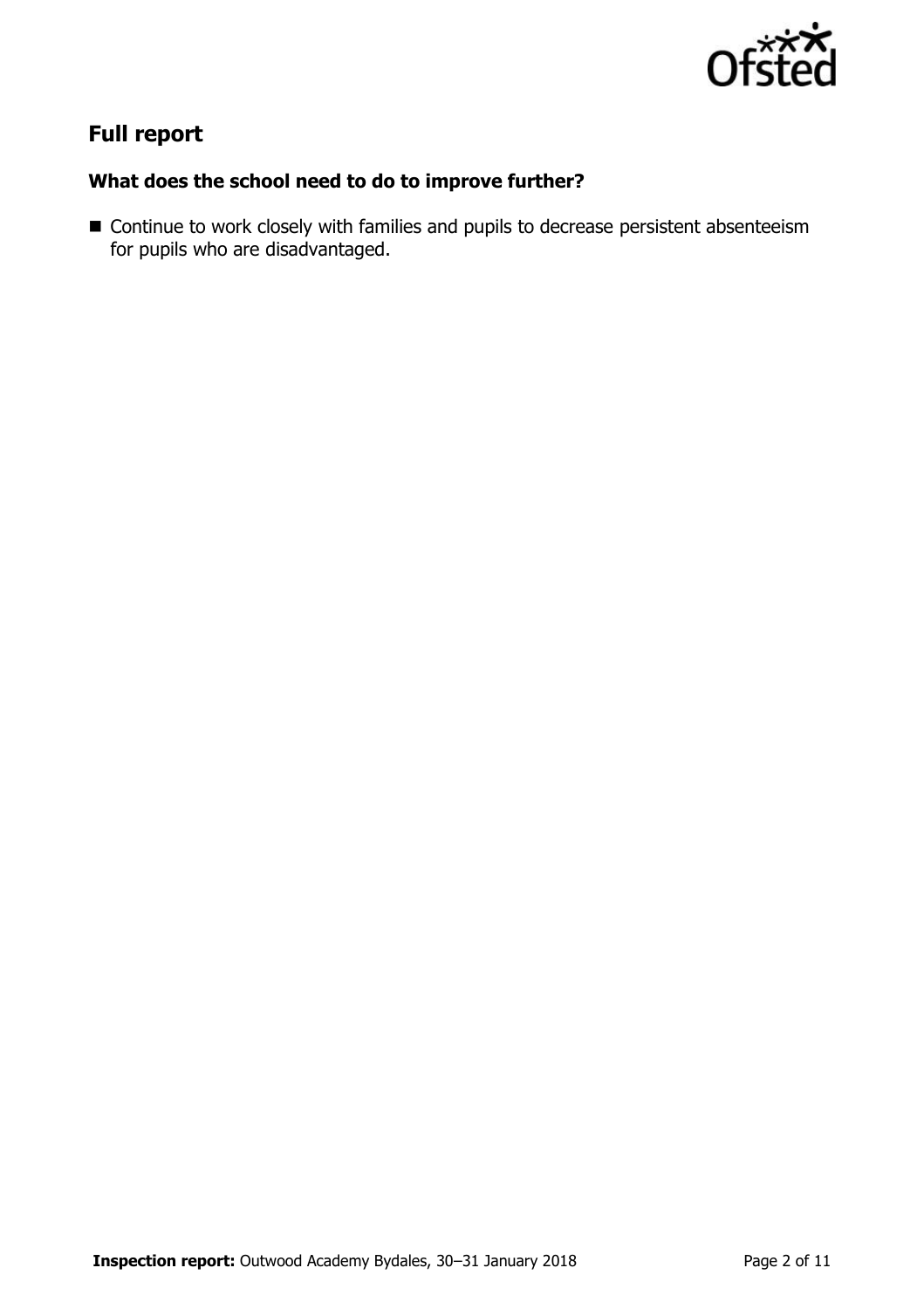## Full report

### What does the school need to do to improve further?

- Continue to work closely with families and pupils to decrease persistent absenteeism for pupils who are disadvantaged.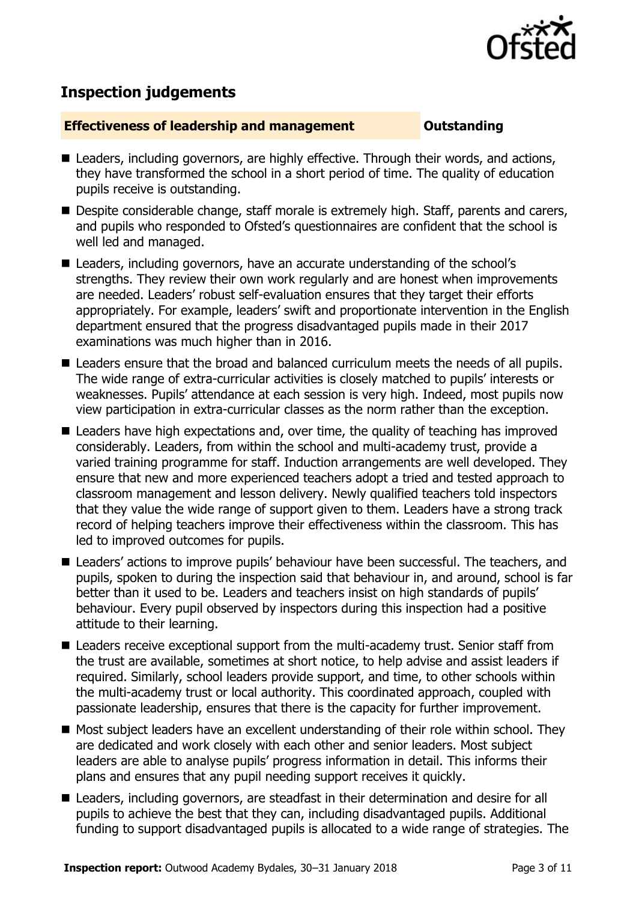## Inspection judgements

**Effectiveness of leadership and management** **Outstanding**

- Leaders, including governors, are highly effective. Through their words, and actions, they have transformed the school in a short period of time. The quality of education pupils receive is outstanding.
- Despite considerable change, staff morale is extremely high. Staff, parents and carers, and pupils who responded to Ofsted's questionnaires are confident that the school is well led and managed.
- Leaders, including governors, have an accurate understanding of the school's strengths. They review their own work regularly and are honest when improvements are needed. Leaders' robust self-evaluation ensures that they target their efforts appropriately. For example, leaders' swift and proportionate intervention in the English department ensured that the progress disadvantaged pupils made in their 2017 examinations was much higher than in 2016.
- Leaders ensure that the broad and balanced curriculum meets the needs of all pupils. The wide range of extra-curricular activities is closely matched to pupils' interests or weaknesses. Pupils' attendance at each session is very high. Indeed, most pupils now view participation in extra-curricular classes as the norm rather than the exception.
- Leaders have high expectations and, over time, the quality of teaching has improved considerably. Leaders, from within the school and multi-academy trust, provide a varied training programme for staff. Induction arrangements are well developed. They ensure that new and more experienced teachers adopt a tried and tested approach to classroom management and lesson delivery. Newly qualified teachers told inspectors that they value the wide range of support given to them. Leaders have a strong track record of helping teachers improve their effectiveness within the classroom. This has led to improved outcomes for pupils.
- Leaders' actions to improve pupils' behaviour have been successful. The teachers, and pupils, spoken to during the inspection said that behaviour in, and around, school is far better than it used to be. Leaders and teachers insist on high standards of pupils' behaviour. Every pupil observed by inspectors during this inspection had a positive attitude to their learning.
- Leaders receive exceptional support from the multi-academy trust. Senior staff from the trust are available, sometimes at short notice, to help advise and assist leaders if required. Similarly, school leaders provide support, and time, to other schools within the multi-academy trust or local authority. This coordinated approach, coupled with passionate leadership, ensures that there is the capacity for further improvement.
- Most subject leaders have an excellent understanding of their role within school. They are dedicated and work closely with each other and senior leaders. Most subject leaders are able to analyse pupils' progress information in detail. This informs their plans and ensures that any pupil needing support receives it quickly.
- Leaders, including governors, are steadfast in their determination and desire for all pupils to achieve the best that they can, including disadvantaged pupils. Additional funding to support disadvantaged pupils is allocated to a wide range of strategies. The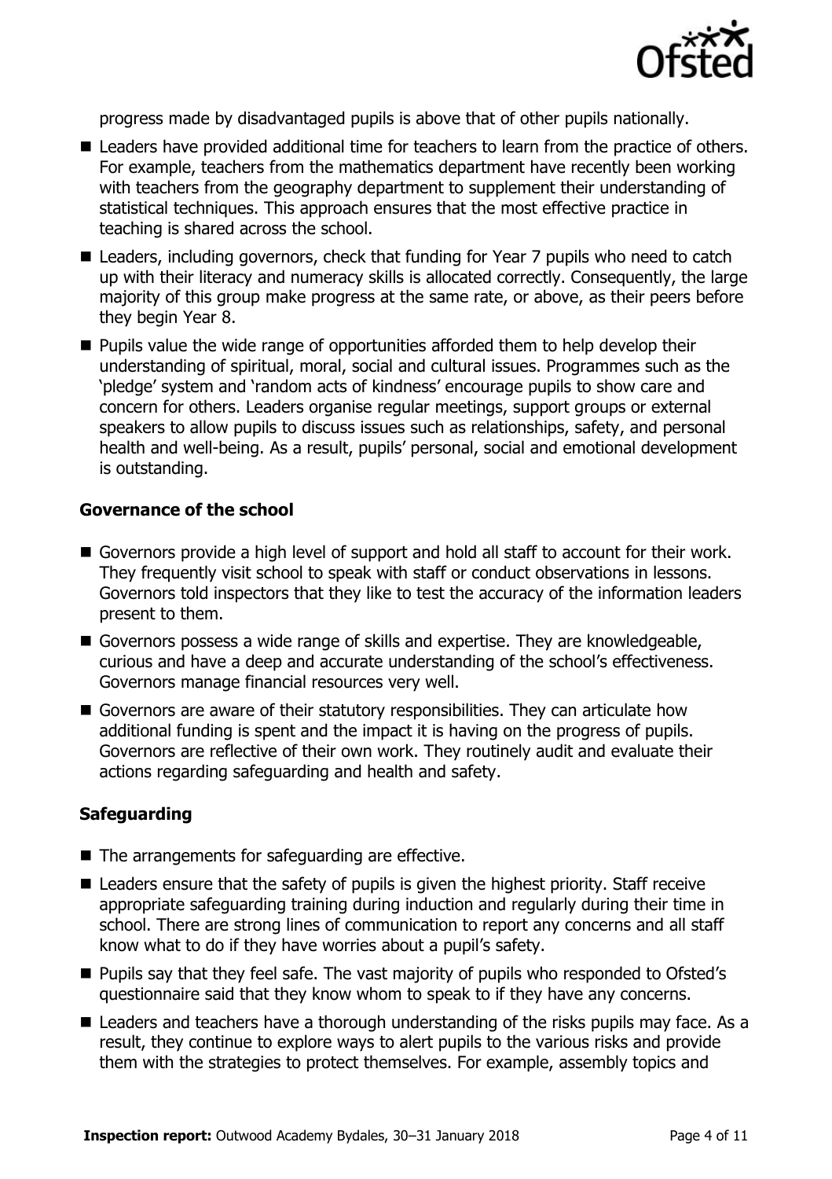progress made by disadvantaged pupils is above that of other pupils nationally.

- Leaders have provided additional time for teachers to learn from the practice of others. For example, teachers from the mathematics department have recently been working with teachers from the geography department to supplement their understanding of statistical techniques. This approach ensures that the most effective practice in teaching is shared across the school.
- Leaders, including governors, check that funding for Year 7 pupils who need to catch up with their literacy and numeracy skills is allocated correctly. Consequently, the large majority of this group make progress at the same rate, or above, as their peers before they begin Year 8.
- Pupils value the wide range of opportunities afforded them to help develop their understanding of spiritual, moral, social and cultural issues. Programmes such as the 'pledge' system and 'random acts of kindness' encourage pupils to show care and concern for others. Leaders organise regular meetings, support groups or external speakers to allow pupils to discuss issues such as relationships, safety, and personal health and well-being. As a result, pupils' personal, social and emotional development is outstanding.

### Governance of the school

- Governors provide a high level of support and hold all staff to account for their work. They frequently visit school to speak with staff or conduct observations in lessons. Governors told inspectors that they like to test the accuracy of the information leaders present to them.
- Governors possess a wide range of skills and expertise. They are knowledgeable, curious and have a deep and accurate understanding of the school's effectiveness. Governors manage financial resources very well.
- Governors are aware of their statutory responsibilities. They can articulate how additional funding is spent and the impact it is having on the progress of pupils. Governors are reflective of their own work. They routinely audit and evaluate their actions regarding safeguarding and health and safety.

### Safeguarding

- The arrangements for safeguarding are effective.
- Leaders ensure that the safety of pupils is given the highest priority. Staff receive appropriate safeguarding training during induction and regularly during their time in school. There are strong lines of communication to report any concerns and all staff know what to do if they have worries about a pupil's safety.
- Pupils say that they feel safe. The vast majority of pupils who responded to Ofsted's questionnaire said that they know whom to speak to if they have any concerns.
- Leaders and teachers have a thorough understanding of the risks pupils may face. As a result, they continue to explore ways to alert pupils to the various risks and provide them with the strategies to protect themselves. For example, assembly topics and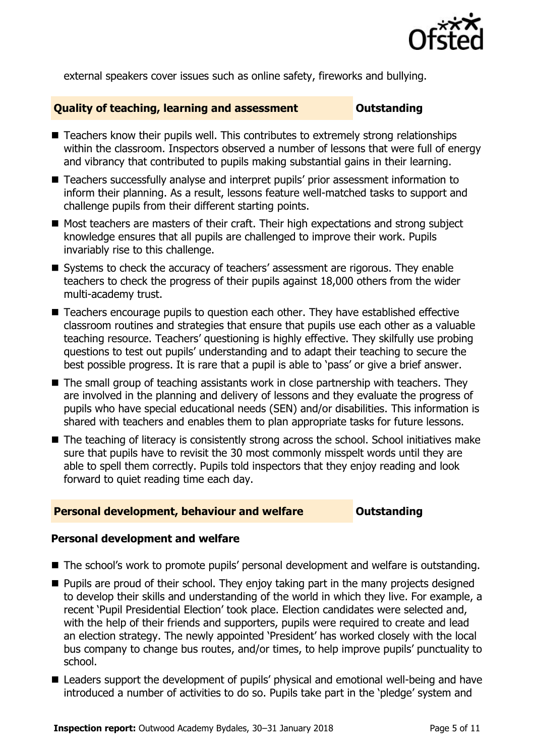external speakers cover issues such as online safety, fireworks and bullying.

## Quality of teaching, learning and assessment — Outstanding

- Teachers know their pupils well. This contributes to extremely strong relationships within the classroom. Inspectors observed a number of lessons that were full of energy and vibrancy that contributed to pupils making substantial gains in their learning.
- Teachers successfully analyse and interpret pupils' prior assessment information to inform their planning. As a result, lessons feature well-matched tasks to support and challenge pupils from their different starting points.
- Most teachers are masters of their craft. Their high expectations and strong subject knowledge ensures that all pupils are challenged to improve their work. Pupils invariably rise to this challenge.
- Systems to check the accuracy of teachers' assessment are rigorous. They enable teachers to check the progress of their pupils against 18,000 others from the wider multi-academy trust.
- Teachers encourage pupils to question each other. They have established effective classroom routines and strategies that ensure that pupils use each other as a valuable teaching resource. Teachers' questioning is highly effective. They skilfully use probing questions to test out pupils' understanding and to adapt their teaching to secure the best possible progress. It is rare that a pupil is able to 'pass' or give a brief answer.
- The small group of teaching assistants work in close partnership with teachers. They are involved in the planning and delivery of lessons and they evaluate the progress of pupils who have special educational needs (SEN) and/or disabilities. This information is shared with teachers and enables them to plan appropriate tasks for future lessons.
- The teaching of literacy is consistently strong across the school. School initiatives make sure that pupils have to revisit the 30 most commonly misspelt words until they are able to spell them correctly. Pupils told inspectors that they enjoy reading and look forward to quiet reading time each day.

## Personal development, behaviour and welfare — Outstanding

### Personal development and welfare

- The school's work to promote pupils' personal development and welfare is outstanding.
- Pupils are proud of their school. They enjoy taking part in the many projects designed to develop their skills and understanding of the world in which they live. For example, a recent 'Pupil Presidential Election' took place. Election candidates were selected and, with the help of their friends and supporters, pupils were required to create and lead an election strategy. The newly appointed 'President' has worked closely with the local bus company to change bus routes, and/or times, to help improve pupils' punctuality to school.
- Leaders support the development of pupils' physical and emotional well-being and have introduced a number of activities to do so. Pupils take part in the 'pledge' system and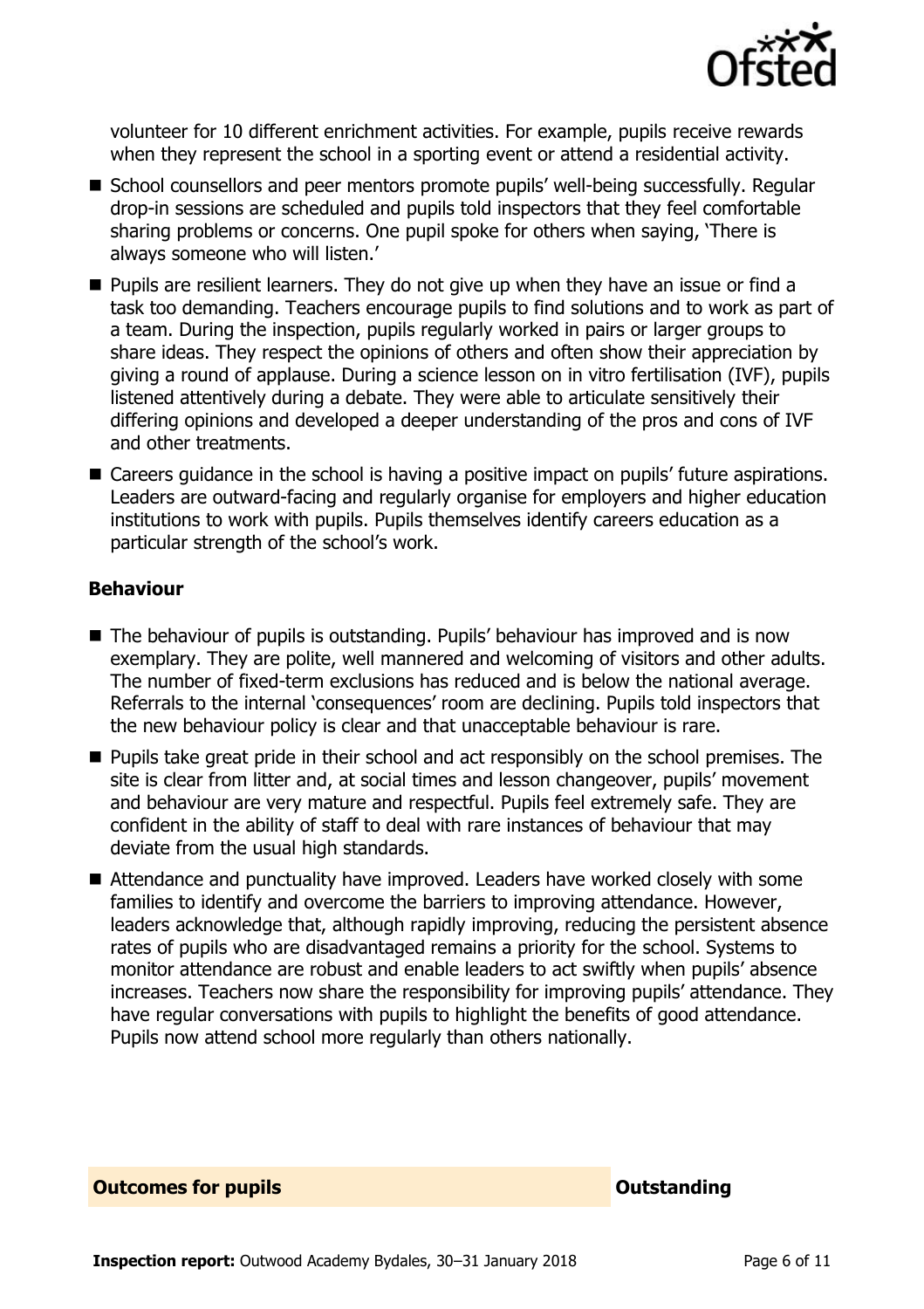volunteer for 10 different enrichment activities. For example, pupils receive rewards when they represent the school in a sporting event or attend a residential activity.

- School counsellors and peer mentors promote pupils' well-being successfully. Regular drop-in sessions are scheduled and pupils told inspectors that they feel comfortable sharing problems or concerns. One pupil spoke for others when saying, 'There is always someone who will listen.'
- Pupils are resilient learners. They do not give up when they have an issue or find a task too demanding. Teachers encourage pupils to find solutions and to work as part of a team. During the inspection, pupils regularly worked in pairs or larger groups to share ideas. They respect the opinions of others and often show their appreciation by giving a round of applause. During a science lesson on in vitro fertilisation (IVF), pupils listened attentively during a debate. They were able to articulate sensitively their differing opinions and developed a deeper understanding of the pros and cons of IVF and other treatments.
- Careers guidance in the school is having a positive impact on pupils' future aspirations. Leaders are outward-facing and regularly organise for employers and higher education institutions to work with pupils. Pupils themselves identify careers education as a particular strength of the school's work.

### Behaviour

- The behaviour of pupils is outstanding. Pupils' behaviour has improved and is now exemplary. They are polite, well mannered and welcoming of visitors and other adults. The number of fixed-term exclusions has reduced and is below the national average. Referrals to the internal 'consequences' room are declining. Pupils told inspectors that the new behaviour policy is clear and that unacceptable behaviour is rare.
- Pupils take great pride in their school and act responsibly on the school premises. The site is clear from litter and, at social times and lesson changeover, pupils' movement and behaviour are very mature and respectful. Pupils feel extremely safe. They are confident in the ability of staff to deal with rare instances of behaviour that may deviate from the usual high standards.
- Attendance and punctuality have improved. Leaders have worked closely with some families to identify and overcome the barriers to improving attendance. However, leaders acknowledge that, although rapidly improving, reducing the persistent absence rates of pupils who are disadvantaged remains a priority for the school. Systems to monitor attendance are robust and enable leaders to act swiftly when pupils' absence increases. Teachers now share the responsibility for improving pupils' attendance. They have regular conversations with pupils to highlight the benefits of good attendance. Pupils now attend school more regularly than others nationally.

## Outcomes for pupils — Outstanding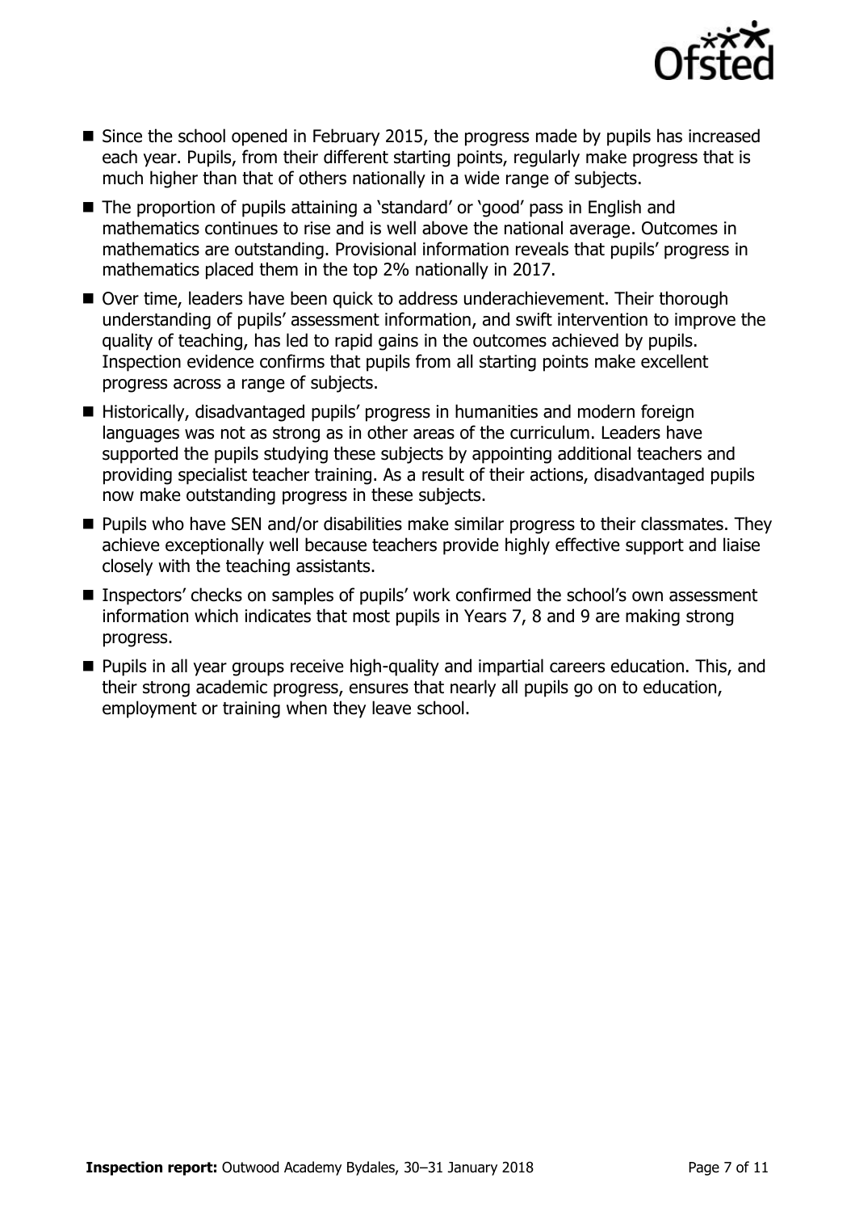- Since the school opened in February 2015, the progress made by pupils has increased each year. Pupils, from their different starting points, regularly make progress that is much higher than that of others nationally in a wide range of subjects.
- The proportion of pupils attaining a 'standard' or 'good' pass in English and mathematics continues to rise and is well above the national average. Outcomes in mathematics are outstanding. Provisional information reveals that pupils' progress in mathematics placed them in the top 2% nationally in 2017.
- Over time, leaders have been quick to address underachievement. Their thorough understanding of pupils' assessment information, and swift intervention to improve the quality of teaching, has led to rapid gains in the outcomes achieved by pupils. Inspection evidence confirms that pupils from all starting points make excellent progress across a range of subjects.
- Historically, disadvantaged pupils' progress in humanities and modern foreign languages was not as strong as in other areas of the curriculum. Leaders have supported the pupils studying these subjects by appointing additional teachers and providing specialist teacher training. As a result of their actions, disadvantaged pupils now make outstanding progress in these subjects.
- Pupils who have SEN and/or disabilities make similar progress to their classmates. They achieve exceptionally well because teachers provide highly effective support and liaise closely with the teaching assistants.
- Inspectors' checks on samples of pupils' work confirmed the school's own assessment information which indicates that most pupils in Years 7, 8 and 9 are making strong progress.
- Pupils in all year groups receive high-quality and impartial careers education. This, and their strong academic progress, ensures that nearly all pupils go on to education, employment or training when they leave school.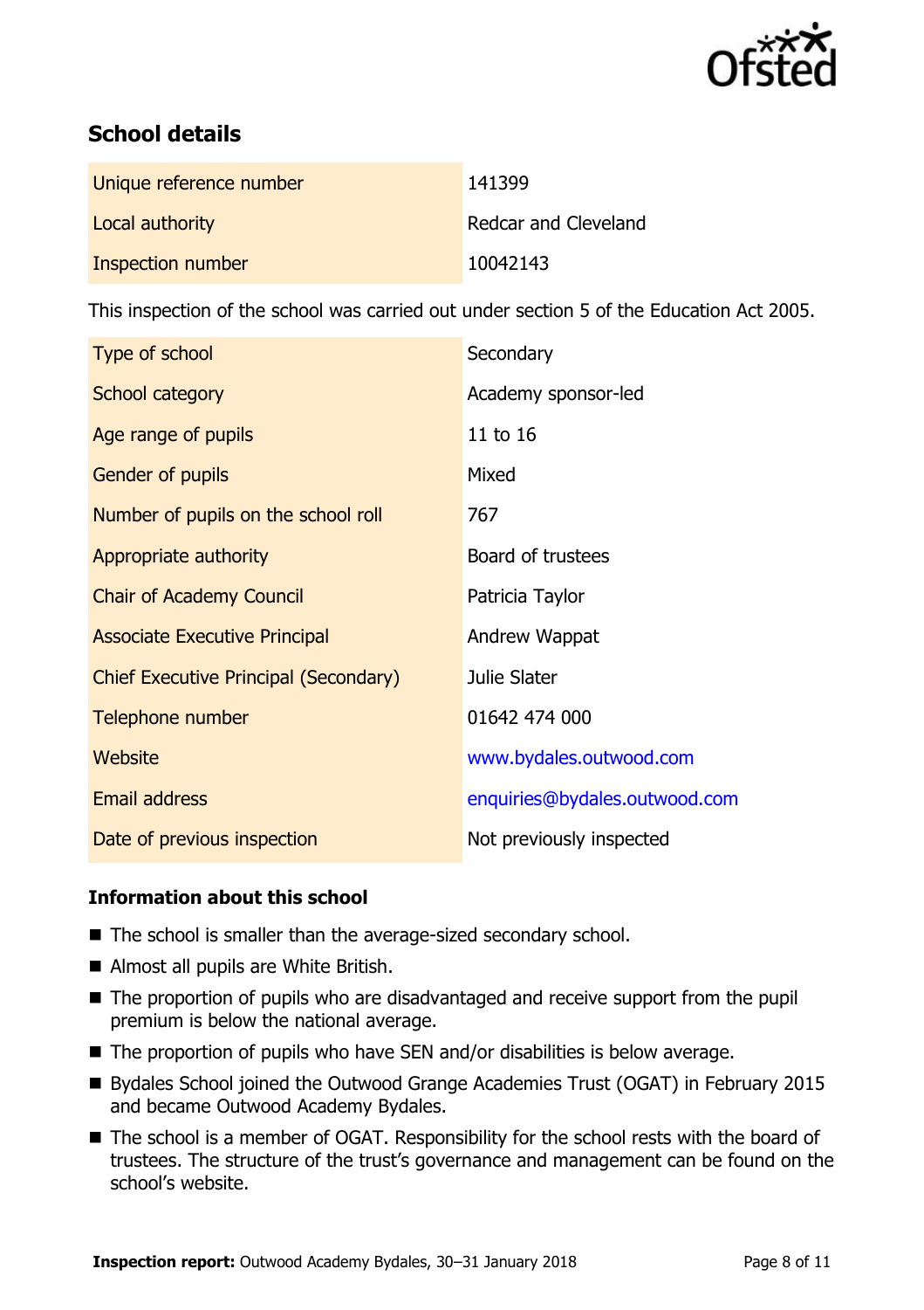## School details

| | |
|---|---|
| Unique reference number | 141399 |
| Local authority | Redcar and Cleveland |
| Inspection number | 10042143 |

This inspection of the school was carried out under section 5 of the Education Act 2005.

| | |
|---|---|
| Type of school | Secondary |
| School category | Academy sponsor-led |
| Age range of pupils | 11 to 16 |
| Gender of pupils | Mixed |
| Number of pupils on the school roll | 767 |
| Appropriate authority | Board of trustees |
| Chair of Academy Council | Patricia Taylor |
| Associate Executive Principal | Andrew Wappat |
| Chief Executive Principal (Secondary) | Julie Slater |
| Telephone number | 01642 474 000 |
| Website | www.bydales.outwood.com |
| Email address | enquiries@bydales.outwood.com |
| Date of previous inspection | Not previously inspected |

### Information about this school

- The school is smaller than the average-sized secondary school.
- Almost all pupils are White British.
- The proportion of pupils who are disadvantaged and receive support from the pupil premium is below the national average.
- The proportion of pupils who have SEN and/or disabilities is below average.
- Bydales School joined the Outwood Grange Academies Trust (OGAT) in February 2015 and became Outwood Academy Bydales.
- The school is a member of OGAT. Responsibility for the school rests with the board of trustees. The structure of the trust's governance and management can be found on the school's website.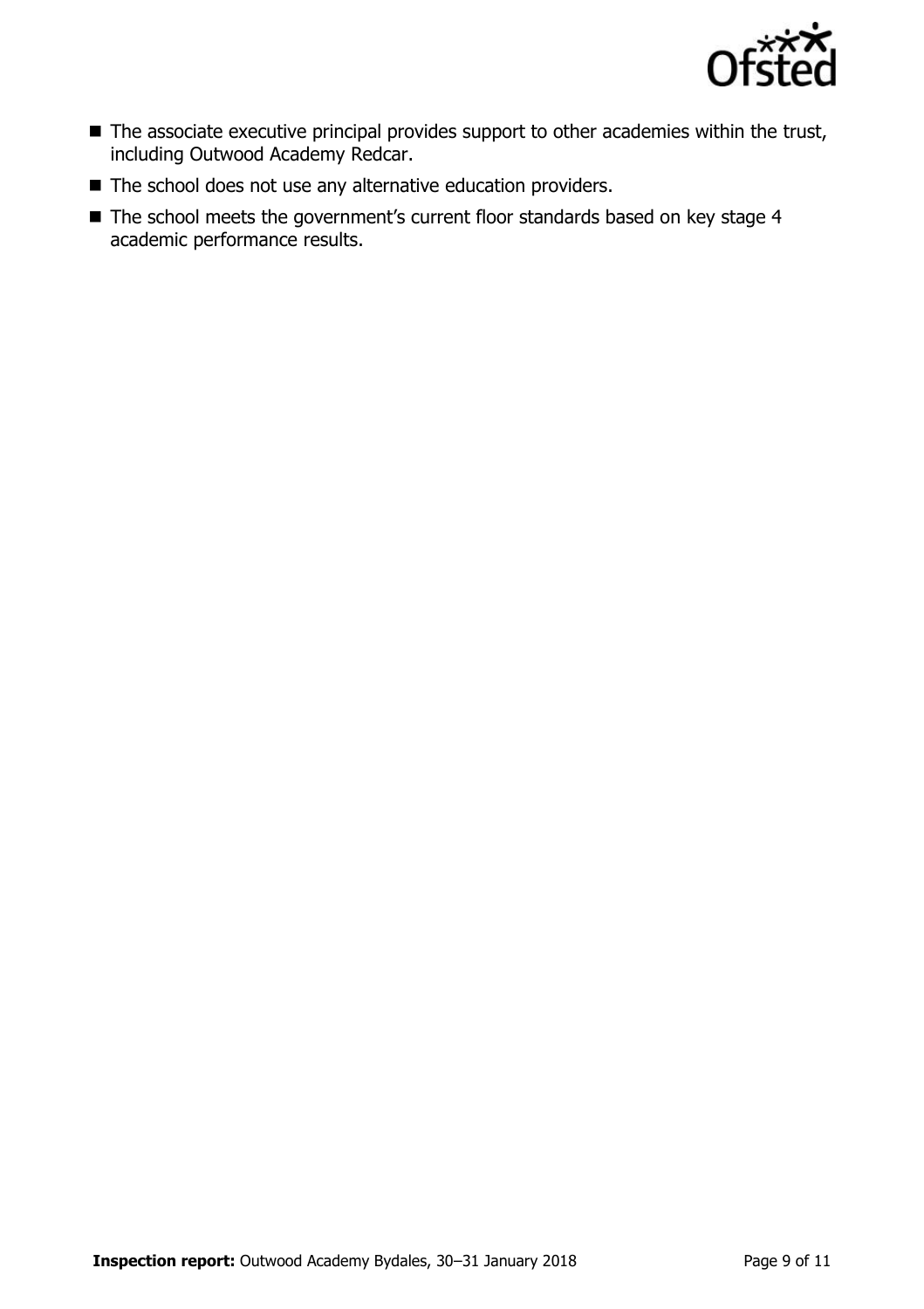- The associate executive principal provides support to other academies within the trust, including Outwood Academy Redcar.
- The school does not use any alternative education providers.
- The school meets the government's current floor standards based on key stage 4 academic performance results.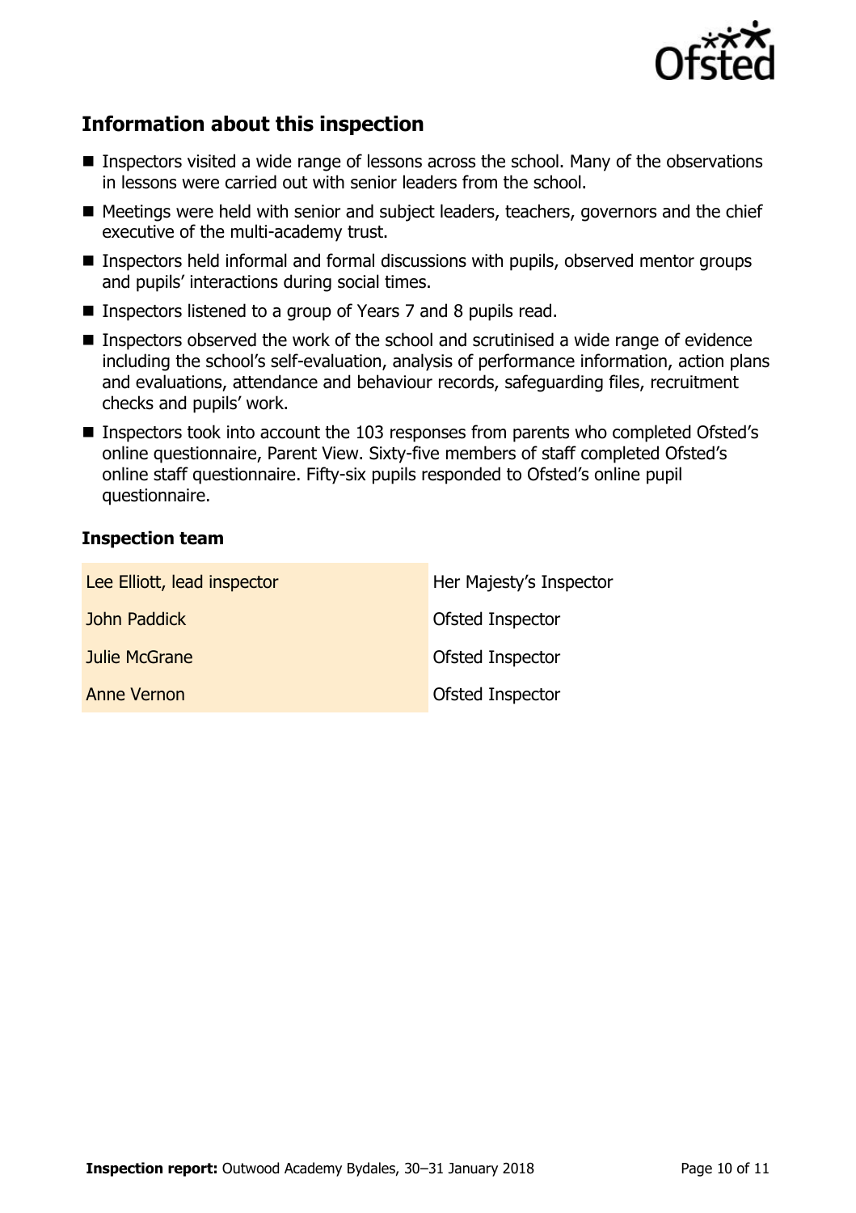## Information about this inspection

- Inspectors visited a wide range of lessons across the school. Many of the observations in lessons were carried out with senior leaders from the school.
- Meetings were held with senior and subject leaders, teachers, governors and the chief executive of the multi-academy trust.
- Inspectors held informal and formal discussions with pupils, observed mentor groups and pupils' interactions during social times.
- Inspectors listened to a group of Years 7 and 8 pupils read.
- Inspectors observed the work of the school and scrutinised a wide range of evidence including the school's self-evaluation, analysis of performance information, action plans and evaluations, attendance and behaviour records, safeguarding files, recruitment checks and pupils' work.
- Inspectors took into account the 103 responses from parents who completed Ofsted's online questionnaire, Parent View. Sixty-five members of staff completed Ofsted's online staff questionnaire. Fifty-six pupils responded to Ofsted's online pupil questionnaire.

### Inspection team

| | |
|---|---|
| Lee Elliott, lead inspector | Her Majesty's Inspector |
| John Paddick | Ofsted Inspector |
| Julie McGrane | Ofsted Inspector |
| Anne Vernon | Ofsted Inspector |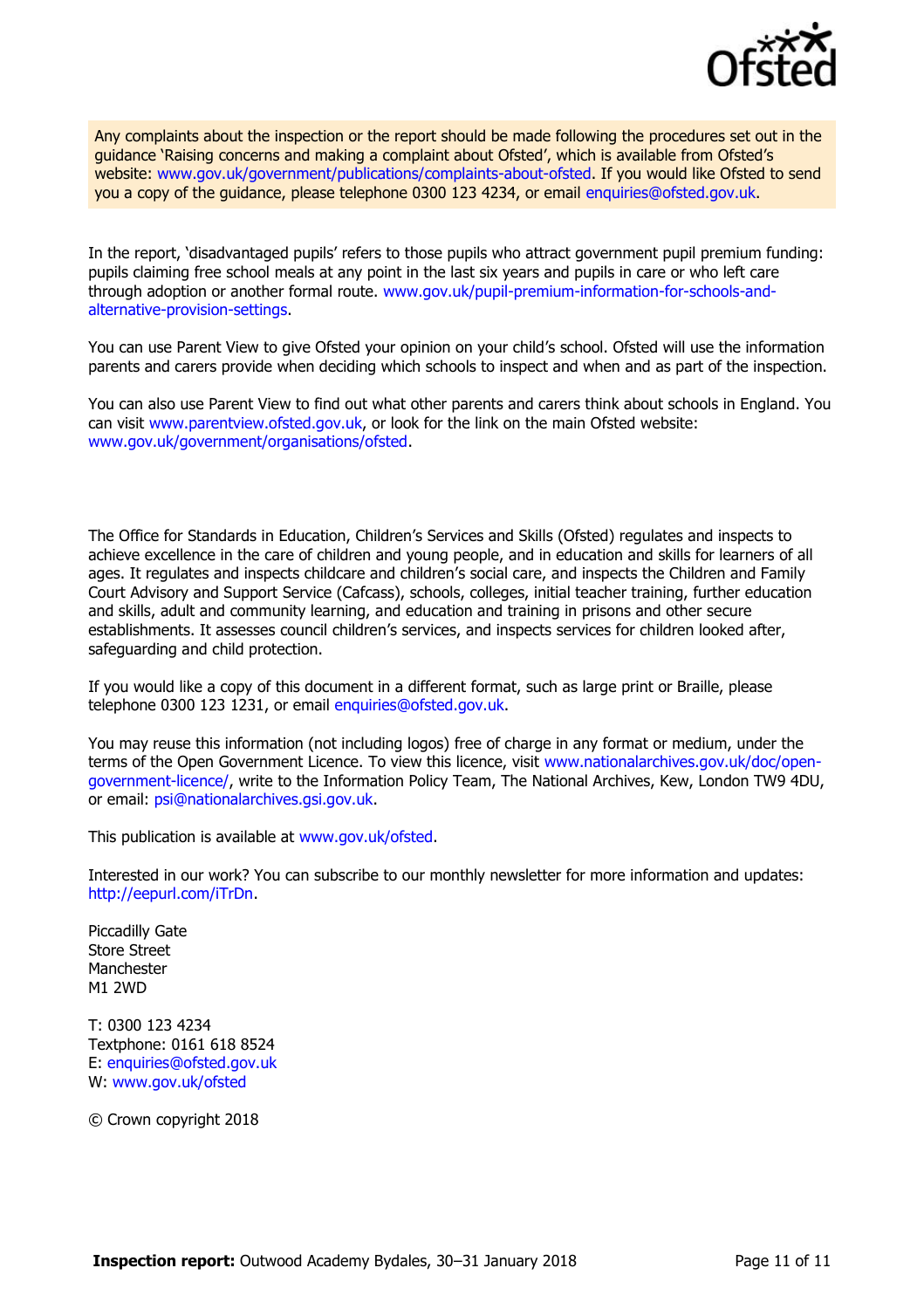Any complaints about the inspection or the report should be made following the procedures set out in the guidance 'Raising concerns and making a complaint about Ofsted', which is available from Ofsted's website: www.gov.uk/government/publications/complaints-about-ofsted. If you would like Ofsted to send you a copy of the guidance, please telephone 0300 123 4234, or email enquiries@ofsted.gov.uk.

In the report, 'disadvantaged pupils' refers to those pupils who attract government pupil premium funding: pupils claiming free school meals at any point in the last six years and pupils in care or who left care through adoption or another formal route. www.gov.uk/pupil-premium-information-for-schools-and-alternative-provision-settings.

You can use Parent View to give Ofsted your opinion on your child's school. Ofsted will use the information parents and carers provide when deciding which schools to inspect and when and as part of the inspection.

You can also use Parent View to find out what other parents and carers think about schools in England. You can visit www.parentview.ofsted.gov.uk, or look for the link on the main Ofsted website: www.gov.uk/government/organisations/ofsted.

The Office for Standards in Education, Children's Services and Skills (Ofsted) regulates and inspects to achieve excellence in the care of children and young people, and in education and skills for learners of all ages. It regulates and inspects childcare and children's social care, and inspects the Children and Family Court Advisory and Support Service (Cafcass), schools, colleges, initial teacher training, further education and skills, adult and community learning, and education and training in prisons and other secure establishments. It assesses council children's services, and inspects services for children looked after, safeguarding and child protection.

If you would like a copy of this document in a different format, such as large print or Braille, please telephone 0300 123 1231, or email enquiries@ofsted.gov.uk.

You may reuse this information (not including logos) free of charge in any format or medium, under the terms of the Open Government Licence. To view this licence, visit www.nationalarchives.gov.uk/doc/open-government-licence/, write to the Information Policy Team, The National Archives, Kew, London TW9 4DU, or email: psi@nationalarchives.gsi.gov.uk.

This publication is available at www.gov.uk/ofsted.

Interested in our work? You can subscribe to our monthly newsletter for more information and updates: http://eepurl.com/iTrDn.

Piccadilly Gate
Store Street
Manchester
M1 2WD

T: 0300 123 4234
Textphone: 0161 618 8524
E: enquiries@ofsted.gov.uk
W: www.gov.uk/ofsted

© Crown copyright 2018